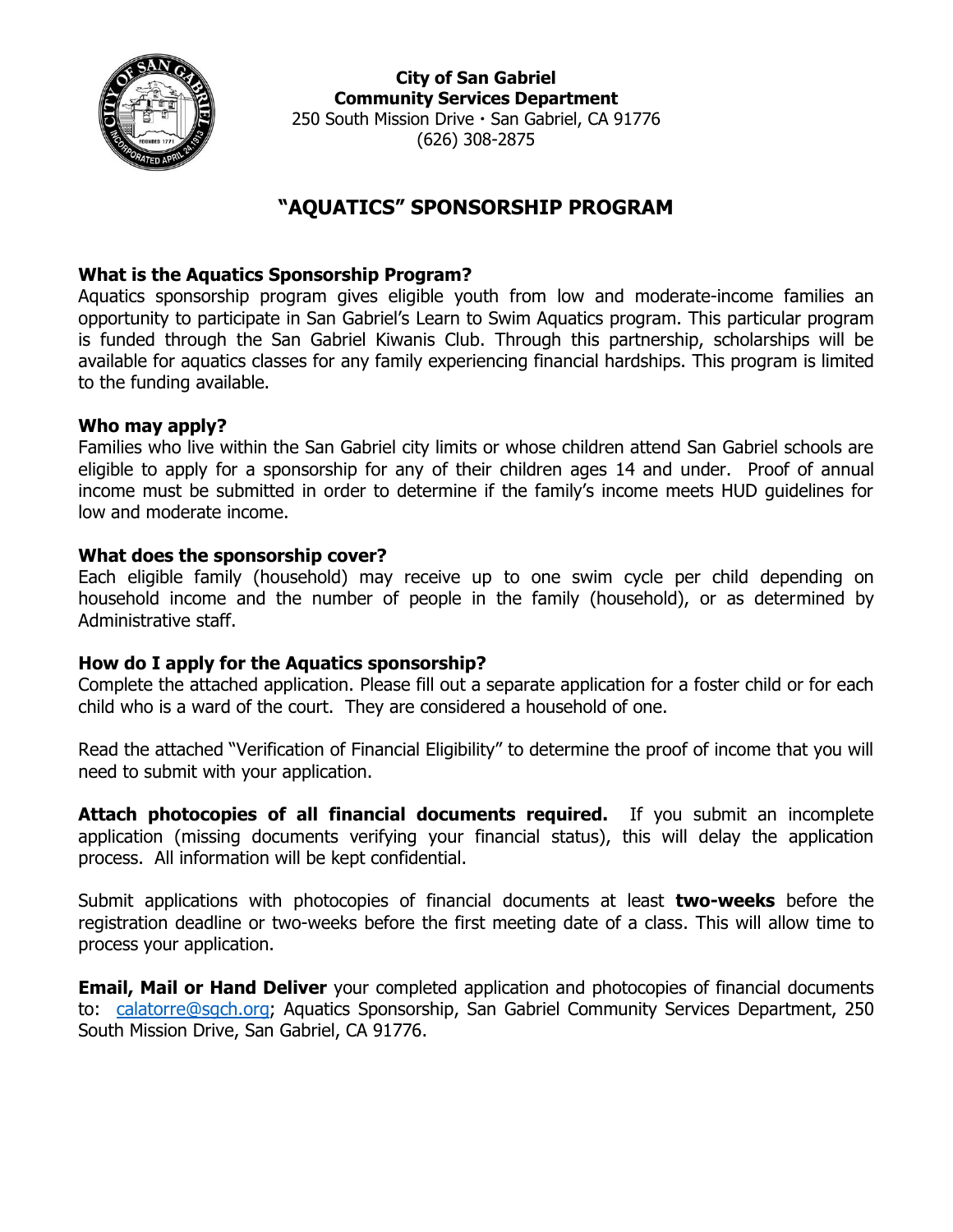**City of San Gabriel**
**Community Services Department**
250 South Mission Drive · San Gabriel, CA 91776
(626) 308-2875

# "AQUATICS" SPONSORSHIP PROGRAM

### What is the Aquatics Sponsorship Program?

Aquatics sponsorship program gives eligible youth from low and moderate-income families an opportunity to participate in San Gabriel's Learn to Swim Aquatics program. This particular program is funded through the San Gabriel Kiwanis Club. Through this partnership, scholarships will be available for aquatics classes for any family experiencing financial hardships. This program is limited to the funding available.

### Who may apply?

Families who live within the San Gabriel city limits or whose children attend San Gabriel schools are eligible to apply for a sponsorship for any of their children ages 14 and under. Proof of annual income must be submitted in order to determine if the family's income meets HUD guidelines for low and moderate income.

### What does the sponsorship cover?

Each eligible family (household) may receive up to one swim cycle per child depending on household income and the number of people in the family (household), or as determined by Administrative staff.

### How do I apply for the Aquatics sponsorship?

Complete the attached application. Please fill out a separate application for a foster child or for each child who is a ward of the court. They are considered a household of one.

Read the attached "Verification of Financial Eligibility" to determine the proof of income that you will need to submit with your application.

**Attach photocopies of all financial documents required.** If you submit an incomplete application (missing documents verifying your financial status), this will delay the application process. All information will be kept confidential.

Submit applications with photocopies of financial documents at least **two-weeks** before the registration deadline or two-weeks before the first meeting date of a class. This will allow time to process your application.

**Email, Mail or Hand Deliver** your completed application and photocopies of financial documents to: calatorre@sgch.org; Aquatics Sponsorship, San Gabriel Community Services Department, 250 South Mission Drive, San Gabriel, CA 91776.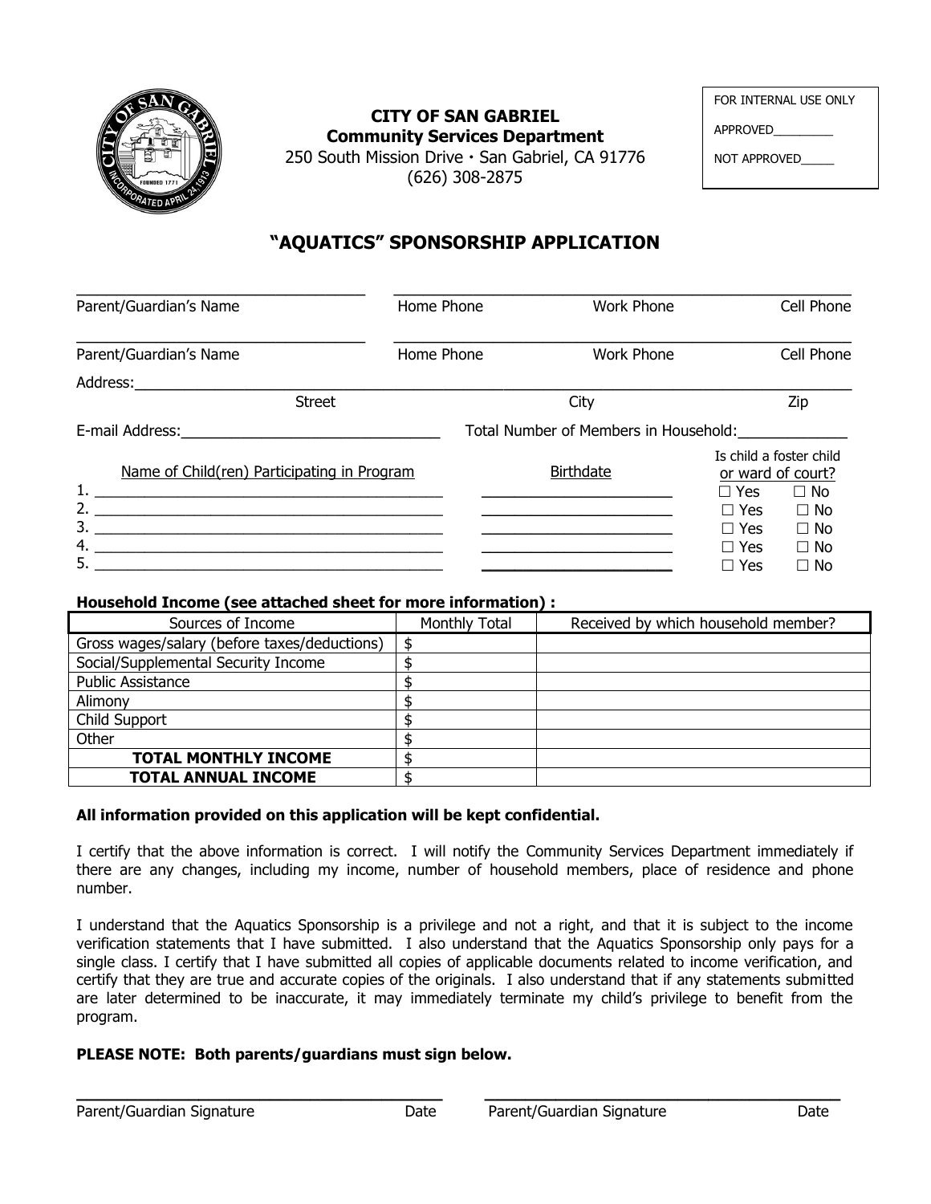**CITY OF SAN GABRIEL**
**Community Services Department**
250 South Mission Drive · San Gabriel, CA 91776
(626) 308-2875

FOR INTERNAL USE ONLY

APPROVED_________

NOT APPROVED_____

# "AQUATICS" SPONSORSHIP APPLICATION

___________________________________ ________________________________________________

Parent/Guardian's Name Home Phone Work Phone Cell Phone

___________________________________ ________________________________________________

Parent/Guardian's Name Home Phone Work Phone Cell Phone

Address:_____________________________________________________________________________

Street City Zip

E-mail Address:_______________________________ Total Number of Members in Household:____________

| Name of Child(ren) Participating in Program | Birthdate | Is child a foster child or ward of court? |
|---|---|---|
| 1. ________________________________________ | ______________________ | ☐ Yes ☐ No |
| 2. ________________________________________ | ______________________ | ☐ Yes ☐ No |
| 3. ________________________________________ | ______________________ | ☐ Yes ☐ No |
| 4. ________________________________________ | ______________________ | ☐ Yes ☐ No |
| 5. ________________________________________ | ______________________ | ☐ Yes ☐ No |

**Household Income (see attached sheet for more information) :**

| Sources of Income | Monthly Total | Received by which household member? |
|---|---|---|
| Gross wages/salary (before taxes/deductions) | $ | |
| Social/Supplemental Security Income | $ | |
| Public Assistance | $ | |
| Alimony | $ | |
| Child Support | $ | |
| Other | $ | |
| **TOTAL MONTHLY INCOME** | $ | |
| **TOTAL ANNUAL INCOME** | $ | |

**All information provided on this application will be kept confidential.**

I certify that the above information is correct. I will notify the Community Services Department immediately if there are any changes, including my income, number of household members, place of residence and phone number.

I understand that the Aquatics Sponsorship is a privilege and not a right, and that it is subject to the income verification statements that I have submitted. I also understand that the Aquatics Sponsorship only pays for a single class. I certify that I have submitted all copies of applicable documents related to income verification, and certify that they are true and accurate copies of the originals. I also understand that if any statements submitted are later determined to be inaccurate, it may immediately terminate my child's privilege to benefit from the program.

**PLEASE NOTE: Both parents/guardians must sign below.**

_______________________________________ _______________________________________

Parent/Guardian Signature Date Parent/Guardian Signature Date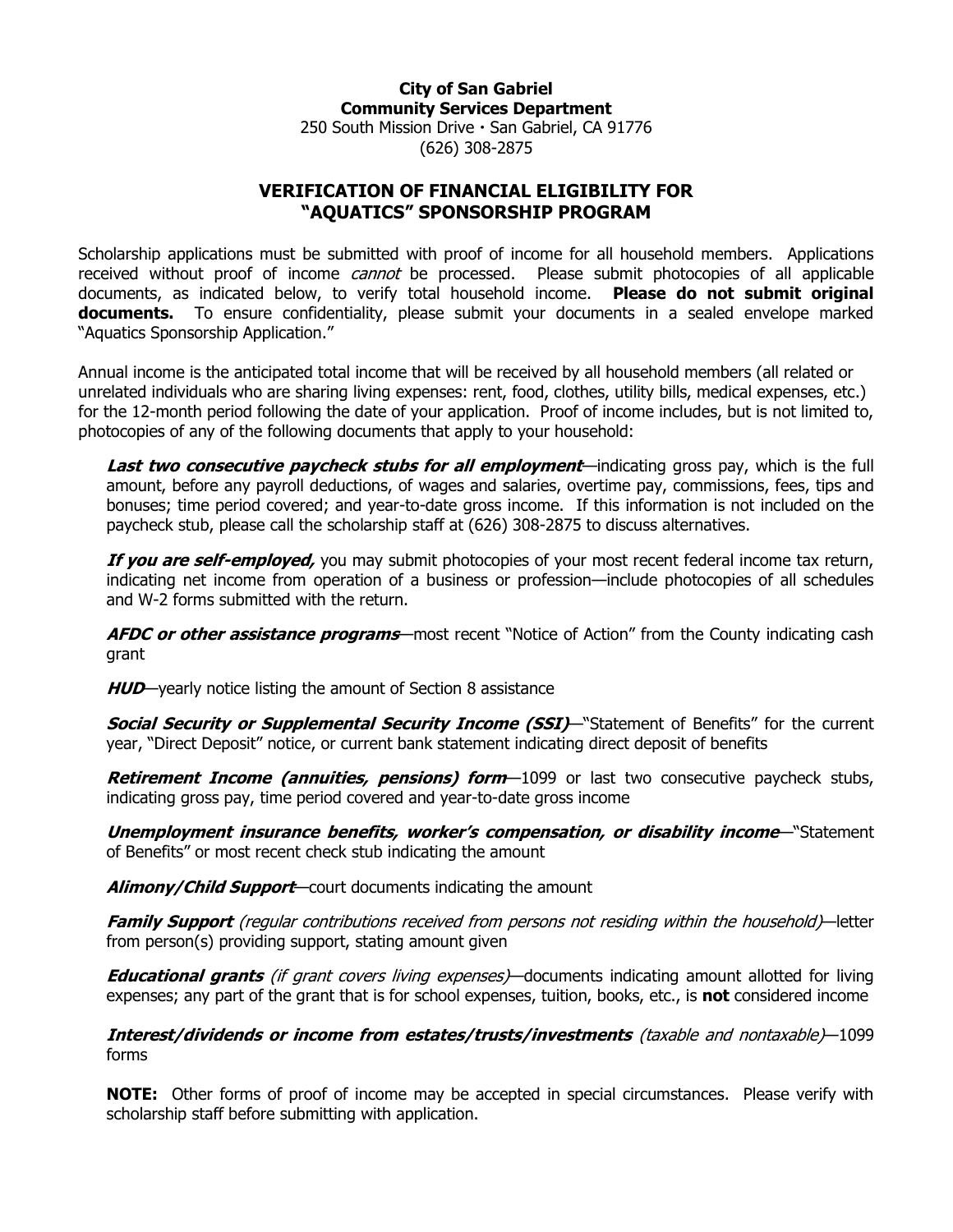**City of San Gabriel**
**Community Services Department**
250 South Mission Drive · San Gabriel, CA 91776
(626) 308-2875

# VERIFICATION OF FINANCIAL ELIGIBILITY FOR "AQUATICS" SPONSORSHIP PROGRAM

Scholarship applications must be submitted with proof of income for all household members. Applications received without proof of income *cannot* be processed. Please submit photocopies of all applicable documents, as indicated below, to verify total household income. **Please do not submit original documents.** To ensure confidentiality, please submit your documents in a sealed envelope marked "Aquatics Sponsorship Application."

Annual income is the anticipated total income that will be received by all household members (all related or unrelated individuals who are sharing living expenses: rent, food, clothes, utility bills, medical expenses, etc.) for the 12-month period following the date of your application. Proof of income includes, but is not limited to, photocopies of any of the following documents that apply to your household:

***Last two consecutive paycheck stubs for all employment***—indicating gross pay, which is the full amount, before any payroll deductions, of wages and salaries, overtime pay, commissions, fees, tips and bonuses; time period covered; and year-to-date gross income. If this information is not included on the paycheck stub, please call the scholarship staff at (626) 308-2875 to discuss alternatives.

***If you are self-employed,*** you may submit photocopies of your most recent federal income tax return, indicating net income from operation of a business or profession—include photocopies of all schedules and W-2 forms submitted with the return.

***AFDC or other assistance programs***—most recent "Notice of Action" from the County indicating cash grant

***HUD***—yearly notice listing the amount of Section 8 assistance

***Social Security or Supplemental Security Income (SSI)***—"Statement of Benefits" for the current year, "Direct Deposit" notice, or current bank statement indicating direct deposit of benefits

***Retirement Income (annuities, pensions) form***—1099 or last two consecutive paycheck stubs, indicating gross pay, time period covered and year-to-date gross income

***Unemployment insurance benefits, worker's compensation, or disability income***—"Statement of Benefits" or most recent check stub indicating the amount

***Alimony/Child Support***—court documents indicating the amount

***Family Support*** *(regular contributions received from persons not residing within the household)*—letter from person(s) providing support, stating amount given

***Educational grants*** *(if grant covers living expenses)*—documents indicating amount allotted for living expenses; any part of the grant that is for school expenses, tuition, books, etc., is **not** considered income

***Interest/dividends or income from estates/trusts/investments*** *(taxable and nontaxable)*—1099 forms

**NOTE:** Other forms of proof of income may be accepted in special circumstances. Please verify with scholarship staff before submitting with application.